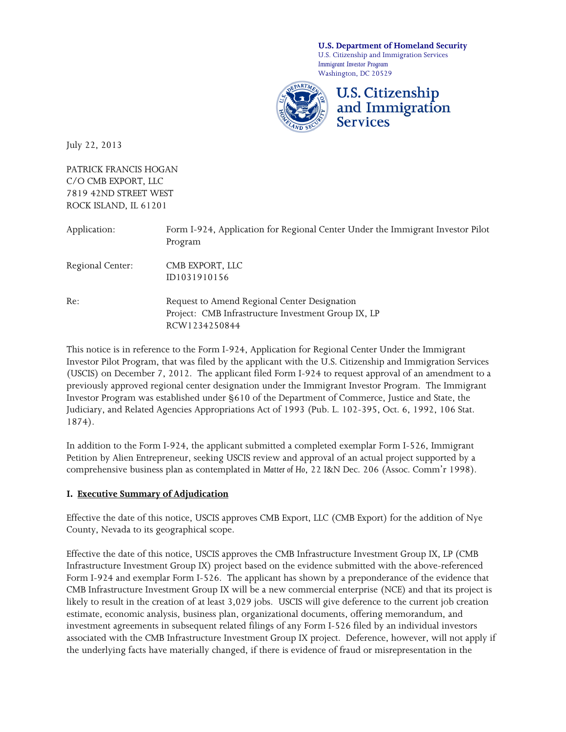**U.S. Department of Homeland Security**
U.S. Citizenship and Immigration Services
*Immigrant Investor Program*
Washington, DC 20529

**U.S. Citizenship and Immigration Services**

July 22, 2013

PATRICK FRANCIS HOGAN
C/O CMB EXPORT, LLC
7819 42ND STREET WEST
ROCK ISLAND, IL 61201

| | |
|---|---|
| Application: | Form I-924, Application for Regional Center Under the Immigrant Investor Pilot Program |
| Regional Center: | CMB EXPORT, LLC<br>ID1031910156 |
| Re: | Request to Amend Regional Center Designation<br>Project: CMB Infrastructure Investment Group IX, LP<br>RCW1234250844 |

This notice is in reference to the Form I-924, Application for Regional Center Under the Immigrant Investor Pilot Program, that was filed by the applicant with the U.S. Citizenship and Immigration Services (USCIS) on December 7, 2012. The applicant filed Form I-924 to request approval of an amendment to a previously approved regional center designation under the Immigrant Investor Program. The Immigrant Investor Program was established under §610 of the Department of Commerce, Justice and State, the Judiciary, and Related Agencies Appropriations Act of 1993 (Pub. L. 102-395, Oct. 6, 1992, 106 Stat. 1874).

In addition to the Form I-924, the applicant submitted a completed exemplar Form I-526, Immigrant Petition by Alien Entrepreneur, seeking USCIS review and approval of an actual project supported by a comprehensive business plan as contemplated in *Matter of Ho*, 22 I&N Dec. 206 (Assoc. Comm'r 1998).

## I. Executive Summary of Adjudication

Effective the date of this notice, USCIS approves CMB Export, LLC (CMB Export) for the addition of Nye County, Nevada to its geographical scope.

Effective the date of this notice, USCIS approves the CMB Infrastructure Investment Group IX, LP (CMB Infrastructure Investment Group IX) project based on the evidence submitted with the above-referenced Form I-924 and exemplar Form I-526. The applicant has shown by a preponderance of the evidence that CMB Infrastructure Investment Group IX will be a new commercial enterprise (NCE) and that its project is likely to result in the creation of at least 3,029 jobs. USCIS will give deference to the current job creation estimate, economic analysis, business plan, organizational documents, offering memorandum, and investment agreements in subsequent related filings of any Form I-526 filed by an individual investors associated with the CMB Infrastructure Investment Group IX project. Deference, however, will not apply if the underlying facts have materially changed, if there is evidence of fraud or misrepresentation in the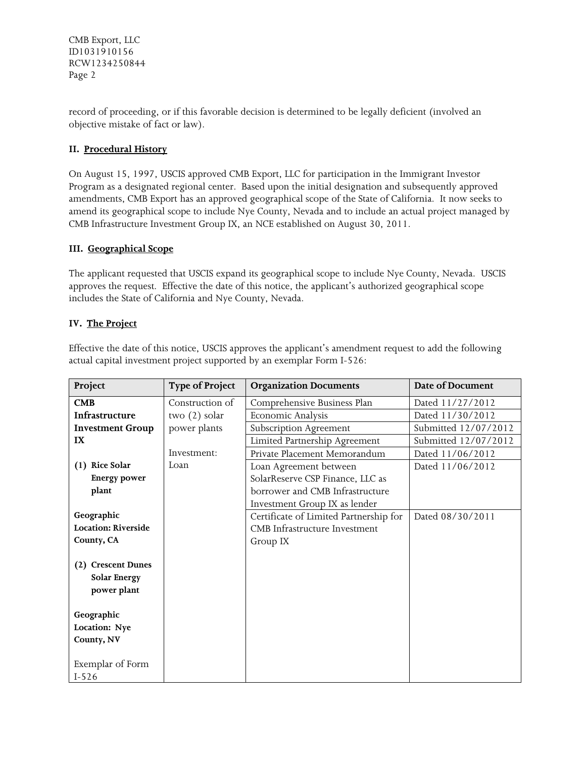record of proceeding, or if this favorable decision is determined to be legally deficient (involved an objective mistake of fact or law).

## II. Procedural History

On August 15, 1997, USCIS approved CMB Export, LLC for participation in the Immigrant Investor Program as a designated regional center. Based upon the initial designation and subsequently approved amendments, CMB Export has an approved geographical scope of the State of California. It now seeks to amend its geographical scope to include Nye County, Nevada and to include an actual project managed by CMB Infrastructure Investment Group IX, an NCE established on August 30, 2011.

## III. Geographical Scope

The applicant requested that USCIS expand its geographical scope to include Nye County, Nevada. USCIS approves the request. Effective the date of this notice, the applicant's authorized geographical scope includes the State of California and Nye County, Nevada.

## IV. The Project

Effective the date of this notice, USCIS approves the applicant's amendment request to add the following actual capital investment project supported by an exemplar Form I-526:

| Project | Type of Project | Organization Documents | Date of Document |
|---|---|---|---|
| **CMB Infrastructure Investment Group IX**<br><br>**(1) Rice Solar Energy power plant**<br><br>**Geographic Location: Riverside County, CA**<br><br>**(2) Crescent Dunes Solar Energy power plant**<br><br>**Geographic Location: Nye County, NV**<br><br>Exemplar of Form I-526 | Construction of two (2) solar power plants<br><br>Investment: Loan | Comprehensive Business Plan | Dated 11/27/2012 |
| | | Economic Analysis | Dated 11/30/2012 |
| | | Subscription Agreement | Submitted 12/07/2012 |
| | | Limited Partnership Agreement | Submitted 12/07/2012 |
| | | Private Placement Memorandum | Dated 11/06/2012 |
| | | Loan Agreement between SolarReserve CSP Finance, LLC as borrower and CMB Infrastructure Investment Group IX as lender | Dated 11/06/2012 |
| | | Certificate of Limited Partnership for CMB Infrastructure Investment Group IX | Dated 08/30/2011 |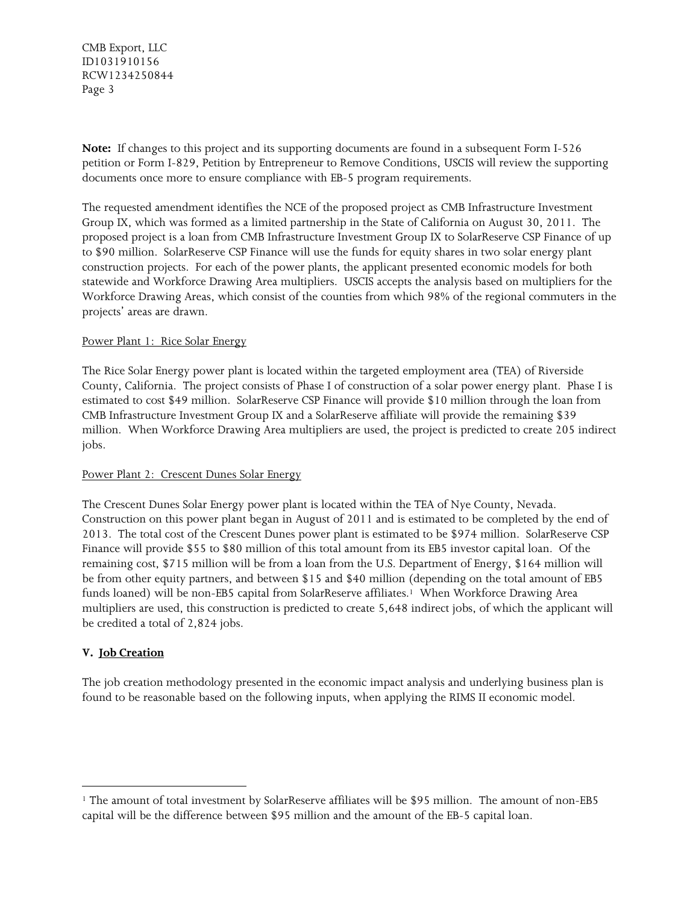**Note:** If changes to this project and its supporting documents are found in a subsequent Form I-526 petition or Form I-829, Petition by Entrepreneur to Remove Conditions, USCIS will review the supporting documents once more to ensure compliance with EB-5 program requirements.

The requested amendment identifies the NCE of the proposed project as CMB Infrastructure Investment Group IX, which was formed as a limited partnership in the State of California on August 30, 2011. The proposed project is a loan from CMB Infrastructure Investment Group IX to SolarReserve CSP Finance of up to $90 million. SolarReserve CSP Finance will use the funds for equity shares in two solar energy plant construction projects. For each of the power plants, the applicant presented economic models for both statewide and Workforce Drawing Area multipliers. USCIS accepts the analysis based on multipliers for the Workforce Drawing Areas, which consist of the counties from which 98% of the regional commuters in the projects' areas are drawn.

Power Plant 1: Rice Solar Energy

The Rice Solar Energy power plant is located within the targeted employment area (TEA) of Riverside County, California. The project consists of Phase I of construction of a solar power energy plant. Phase I is estimated to cost $49 million. SolarReserve CSP Finance will provide $10 million through the loan from CMB Infrastructure Investment Group IX and a SolarReserve affiliate will provide the remaining $39 million. When Workforce Drawing Area multipliers are used, the project is predicted to create 205 indirect jobs.

Power Plant 2: Crescent Dunes Solar Energy

The Crescent Dunes Solar Energy power plant is located within the TEA of Nye County, Nevada. Construction on this power plant began in August of 2011 and is estimated to be completed by the end of 2013. The total cost of the Crescent Dunes power plant is estimated to be $974 million. SolarReserve CSP Finance will provide $55 to $80 million of this total amount from its EB5 investor capital loan. Of the remaining cost, $715 million will be from a loan from the U.S. Department of Energy, $164 million will be from other equity partners, and between $15 and $40 million (depending on the total amount of EB5 funds loaned) will be non-EB5 capital from SolarReserve affiliates.[1] When Workforce Drawing Area multipliers are used, this construction is predicted to create 5,648 indirect jobs, of which the applicant will be credited a total of 2,824 jobs.

## V. Job Creation

The job creation methodology presented in the economic impact analysis and underlying business plan is found to be reasonable based on the following inputs, when applying the RIMS II economic model.

[1] The amount of total investment by SolarReserve affiliates will be $95 million. The amount of non-EB5 capital will be the difference between $95 million and the amount of the EB-5 capital loan.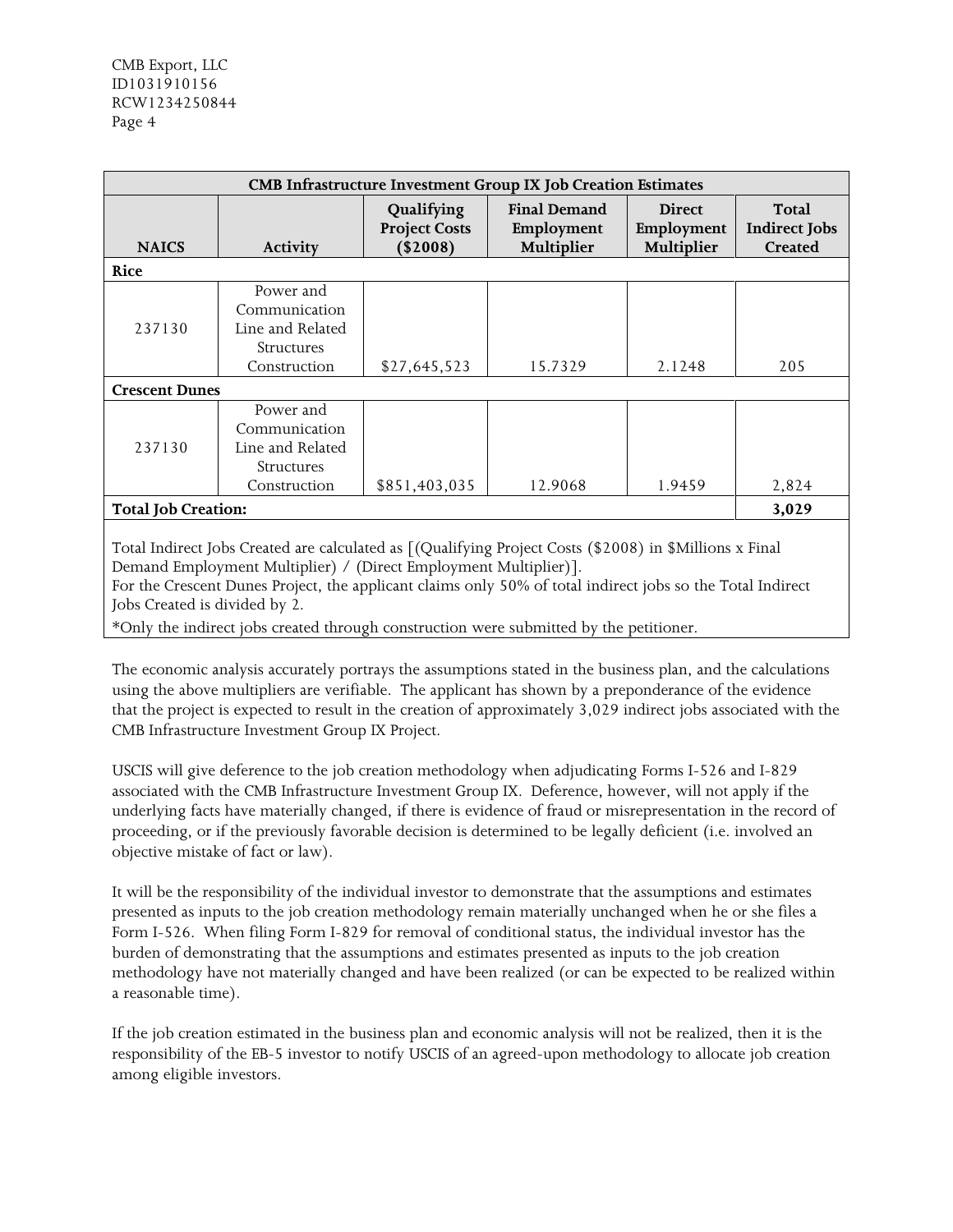CMB Export, LLC
ID1031910156
RCW1234250844

| CMB Infrastructure Investment Group IX Job Creation Estimates | | | | | |
|---|---|---|---|---|---|
| **NAICS** | **Activity** | **Qualifying Project Costs ($2008)** | **Final Demand Employment Multiplier** | **Direct Employment Multiplier** | **Total Indirect Jobs Created** |
| **Rice** | | | | | |
| 237130 | Power and Communication Line and Related Structures Construction | $27,645,523 | 15.7329 | 2.1248 | 205 |
| **Crescent Dunes** | | | | | |
| 237130 | Power and Communication Line and Related Structures Construction | $851,403,035 | 12.9068 | 1.9459 | 2,824 |
| **Total Job Creation:** | | | | | **3,029** |

Total Indirect Jobs Created are calculated as [(Qualifying Project Costs ($2008) in $Millions x Final Demand Employment Multiplier) / (Direct Employment Multiplier)].
For the Crescent Dunes Project, the applicant claims only 50% of total indirect jobs so the Total Indirect Jobs Created is divided by 2.

*Only the indirect jobs created through construction were submitted by the petitioner.

The economic analysis accurately portrays the assumptions stated in the business plan, and the calculations using the above multipliers are verifiable. The applicant has shown by a preponderance of the evidence that the project is expected to result in the creation of approximately 3,029 indirect jobs associated with the CMB Infrastructure Investment Group IX Project.

USCIS will give deference to the job creation methodology when adjudicating Forms I-526 and I-829 associated with the CMB Infrastructure Investment Group IX. Deference, however, will not apply if the underlying facts have materially changed, if there is evidence of fraud or misrepresentation in the record of proceeding, or if the previously favorable decision is determined to be legally deficient (i.e. involved an objective mistake of fact or law).

It will be the responsibility of the individual investor to demonstrate that the assumptions and estimates presented as inputs to the job creation methodology remain materially unchanged when he or she files a Form I-526. When filing Form I-829 for removal of conditional status, the individual investor has the burden of demonstrating that the assumptions and estimates presented as inputs to the job creation methodology have not materially changed and have been realized (or can be expected to be realized within a reasonable time).

If the job creation estimated in the business plan and economic analysis will not be realized, then it is the responsibility of the EB-5 investor to notify USCIS of an agreed-upon methodology to allocate job creation among eligible investors.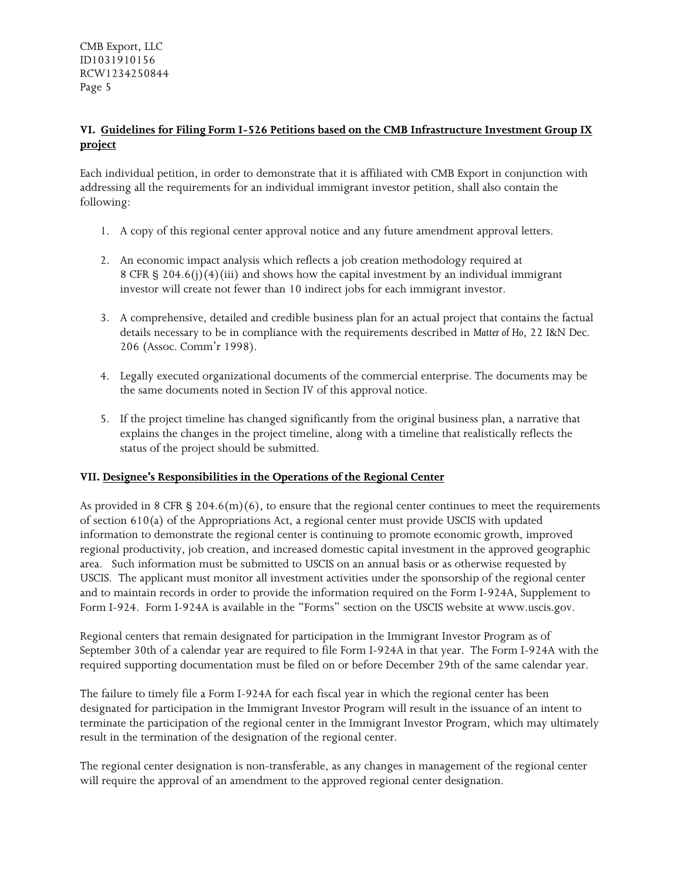CMB Export, LLC
ID1031910156
RCW1234250844

## VI. Guidelines for Filing Form I-526 Petitions based on the CMB Infrastructure Investment Group IX project

Each individual petition, in order to demonstrate that it is affiliated with CMB Export in conjunction with addressing all the requirements for an individual immigrant investor petition, shall also contain the following:

1. A copy of this regional center approval notice and any future amendment approval letters.

2. An economic impact analysis which reflects a job creation methodology required at 8 CFR § 204.6(j)(4)(iii) and shows how the capital investment by an individual immigrant investor will create not fewer than 10 indirect jobs for each immigrant investor.

3. A comprehensive, detailed and credible business plan for an actual project that contains the factual details necessary to be in compliance with the requirements described in *Matter of Ho*, 22 I&N Dec. 206 (Assoc. Comm'r 1998).

4. Legally executed organizational documents of the commercial enterprise. The documents may be the same documents noted in Section IV of this approval notice.

5. If the project timeline has changed significantly from the original business plan, a narrative that explains the changes in the project timeline, along with a timeline that realistically reflects the status of the project should be submitted.

## VII. Designee's Responsibilities in the Operations of the Regional Center

As provided in 8 CFR § 204.6(m)(6), to ensure that the regional center continues to meet the requirements of section 610(a) of the Appropriations Act, a regional center must provide USCIS with updated information to demonstrate the regional center is continuing to promote economic growth, improved regional productivity, job creation, and increased domestic capital investment in the approved geographic area. Such information must be submitted to USCIS on an annual basis or as otherwise requested by USCIS. The applicant must monitor all investment activities under the sponsorship of the regional center and to maintain records in order to provide the information required on the Form I-924A, Supplement to Form I-924. Form I-924A is available in the "Forms" section on the USCIS website at www.uscis.gov.

Regional centers that remain designated for participation in the Immigrant Investor Program as of September 30th of a calendar year are required to file Form I-924A in that year. The Form I-924A with the required supporting documentation must be filed on or before December 29th of the same calendar year.

The failure to timely file a Form I-924A for each fiscal year in which the regional center has been designated for participation in the Immigrant Investor Program will result in the issuance of an intent to terminate the participation of the regional center in the Immigrant Investor Program, which may ultimately result in the termination of the designation of the regional center.

The regional center designation is non-transferable, as any changes in management of the regional center will require the approval of an amendment to the approved regional center designation.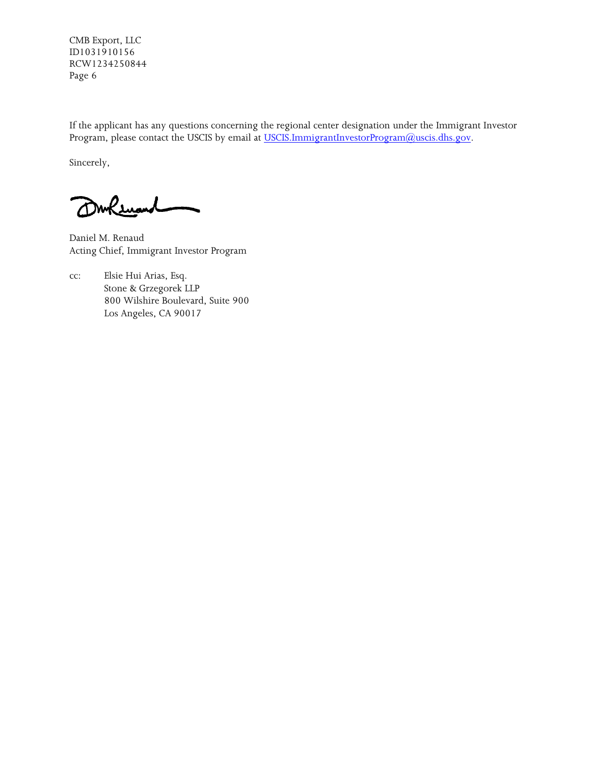CMB Export, LLC
ID1031910156
RCW1234250844

If the applicant has any questions concerning the regional center designation under the Immigrant Investor Program, please contact the USCIS by email at USCIS.ImmigrantInvestorProgram@uscis.dhs.gov.

Sincerely,

Daniel M. Renaud
Acting Chief, Immigrant Investor Program

cc: Elsie Hui Arias, Esq.
Stone & Grzegorek LLP
800 Wilshire Boulevard, Suite 900
Los Angeles, CA 90017